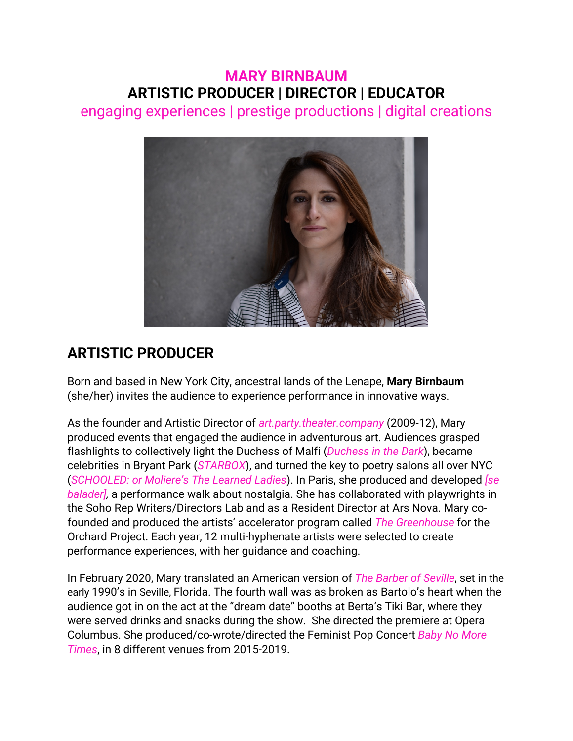# MARY BIRNBAUM

## ARTISTIC PRODUCER | DIRECTOR | EDUCATOR

engaging experiences | prestige productions | digital creations

## ARTISTIC PRODUCER

Born and based in New York City, ancestral lands of the Lenape, **Mary Birnbaum** (she/her) invites the audience to experience performance in innovative ways.

As the founder and Artistic Director of *art.party.theater.company* (2009-12), Mary produced events that engaged the audience in adventurous art. Audiences grasped flashlights to collectively light the Duchess of Malfi (*Duchess in the Dark*), became celebrities in Bryant Park (*STARBOX*), and turned the key to poetry salons all over NYC (*SCHOOLED: or Moliere's The Learned Ladies*). In Paris, she produced and developed *[se balader]*, a performance walk about nostalgia. She has collaborated with playwrights in the Soho Rep Writers/Directors Lab and as a Resident Director at Ars Nova. Mary co-founded and produced the artists' accelerator program called *The Greenhouse* for the Orchard Project. Each year, 12 multi-hyphenate artists were selected to create performance experiences, with her guidance and coaching.

In February 2020, Mary translated an American version of *The Barber of Seville*, set in the early 1990's in Seville, Florida. The fourth wall was as broken as Bartolo's heart when the audience got in on the act at the "dream date" booths at Berta's Tiki Bar, where they were served drinks and snacks during the show. She directed the premiere at Opera Columbus. She produced/co-wrote/directed the Feminist Pop Concert *Baby No More Times*, in 8 different venues from 2015-2019.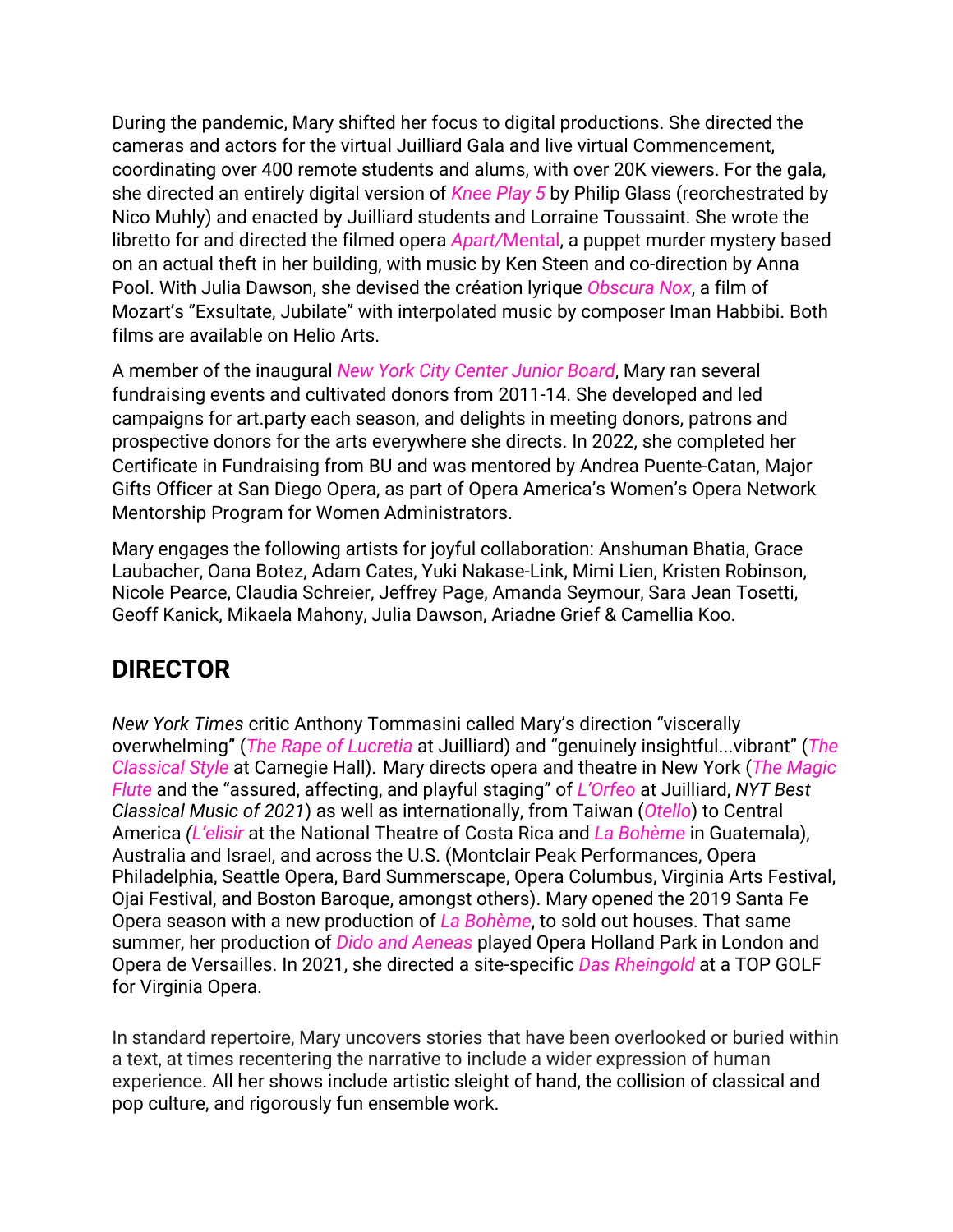During the pandemic, Mary shifted her focus to digital productions. She directed the cameras and actors for the virtual Juilliard Gala and live virtual Commencement, coordinating over 400 remote students and alums, with over 20K viewers. For the gala, she directed an entirely digital version of *Knee Play 5* by Philip Glass (reorchestrated by Nico Muhly) and enacted by Juilliard students and Lorraine Toussaint. She wrote the libretto for and directed the filmed opera *Apart/*Mental, a puppet murder mystery based on an actual theft in her building, with music by Ken Steen and co-direction by Anna Pool. With Julia Dawson, she devised the création lyrique *Obscura Nox*, a film of Mozart's "Exsultate, Jubilate" with interpolated music by composer Iman Habbibi. Both films are available on Helio Arts.

A member of the inaugural *New York City Center Junior Board*, Mary ran several fundraising events and cultivated donors from 2011-14. She developed and led campaigns for art.party each season, and delights in meeting donors, patrons and prospective donors for the arts everywhere she directs. In 2022, she completed her Certificate in Fundraising from BU and was mentored by Andrea Puente-Catan, Major Gifts Officer at San Diego Opera, as part of Opera America's Women's Opera Network Mentorship Program for Women Administrators.

Mary engages the following artists for joyful collaboration: Anshuman Bhatia, Grace Laubacher, Oana Botez, Adam Cates, Yuki Nakase-Link, Mimi Lien, Kristen Robinson, Nicole Pearce, Claudia Schreier, Jeffrey Page, Amanda Seymour, Sara Jean Tosetti, Geoff Kanick, Mikaela Mahony, Julia Dawson, Ariadne Grief & Camellia Koo.

## DIRECTOR

*New York Times* critic Anthony Tommasini called Mary's direction "viscerally overwhelming" (*The Rape of Lucretia* at Juilliard) and "genuinely insightful...vibrant" (*The Classical Style* at Carnegie Hall). Mary directs opera and theatre in New York (*The Magic Flute* and the "assured, affecting, and playful staging" of *L'Orfeo* at Juilliard, *NYT Best Classical Music of 2021*) as well as internationally, from Taiwan (*Otello*) to Central America (*L'elisir* at the National Theatre of Costa Rica and *La Bohème* in Guatemala), Australia and Israel, and across the U.S. (Montclair Peak Performances, Opera Philadelphia, Seattle Opera, Bard Summerscape, Opera Columbus, Virginia Arts Festival, Ojai Festival, and Boston Baroque, amongst others). Mary opened the 2019 Santa Fe Opera season with a new production of *La Bohème*, to sold out houses. That same summer, her production of *Dido and Aeneas* played Opera Holland Park in London and Opera de Versailles. In 2021, she directed a site-specific *Das Rheingold* at a TOP GOLF for Virginia Opera.

In standard repertoire, Mary uncovers stories that have been overlooked or buried within a text, at times recentering the narrative to include a wider expression of human experience. All her shows include artistic sleight of hand, the collision of classical and pop culture, and rigorously fun ensemble work.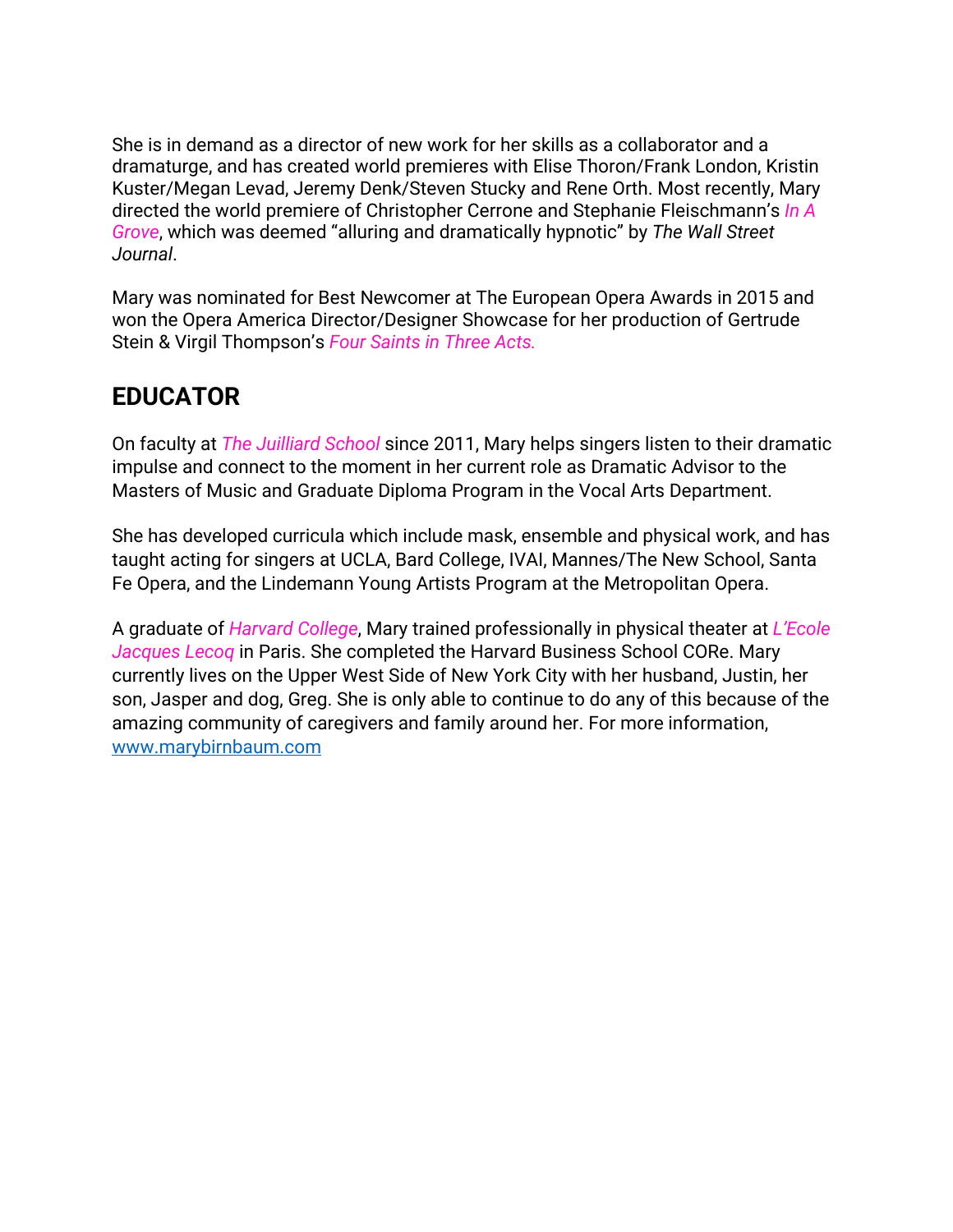She is in demand as a director of new work for her skills as a collaborator and a dramaturge, and has created world premieres with Elise Thoron/Frank London, Kristin Kuster/Megan Levad, Jeremy Denk/Steven Stucky and Rene Orth. Most recently, Mary directed the world premiere of Christopher Cerrone and Stephanie Fleischmann's *In A Grove*, which was deemed "alluring and dramatically hypnotic" by *The Wall Street Journal*.

Mary was nominated for Best Newcomer at The European Opera Awards in 2015 and won the Opera America Director/Designer Showcase for her production of Gertrude Stein & Virgil Thompson's *Four Saints in Three Acts.*

## EDUCATOR

On faculty at *The Juilliard School* since 2011, Mary helps singers listen to their dramatic impulse and connect to the moment in her current role as Dramatic Advisor to the Masters of Music and Graduate Diploma Program in the Vocal Arts Department.

She has developed curricula which include mask, ensemble and physical work, and has taught acting for singers at UCLA, Bard College, IVAI, Mannes/The New School, Santa Fe Opera, and the Lindemann Young Artists Program at the Metropolitan Opera.

A graduate of *Harvard College*, Mary trained professionally in physical theater at *L'Ecole Jacques Lecoq* in Paris. She completed the Harvard Business School CORe. Mary currently lives on the Upper West Side of New York City with her husband, Justin, her son, Jasper and dog, Greg. She is only able to continue to do any of this because of the amazing community of caregivers and family around her. For more information, [www.marybirnbaum.com](http://www.marybirnbaum.com)